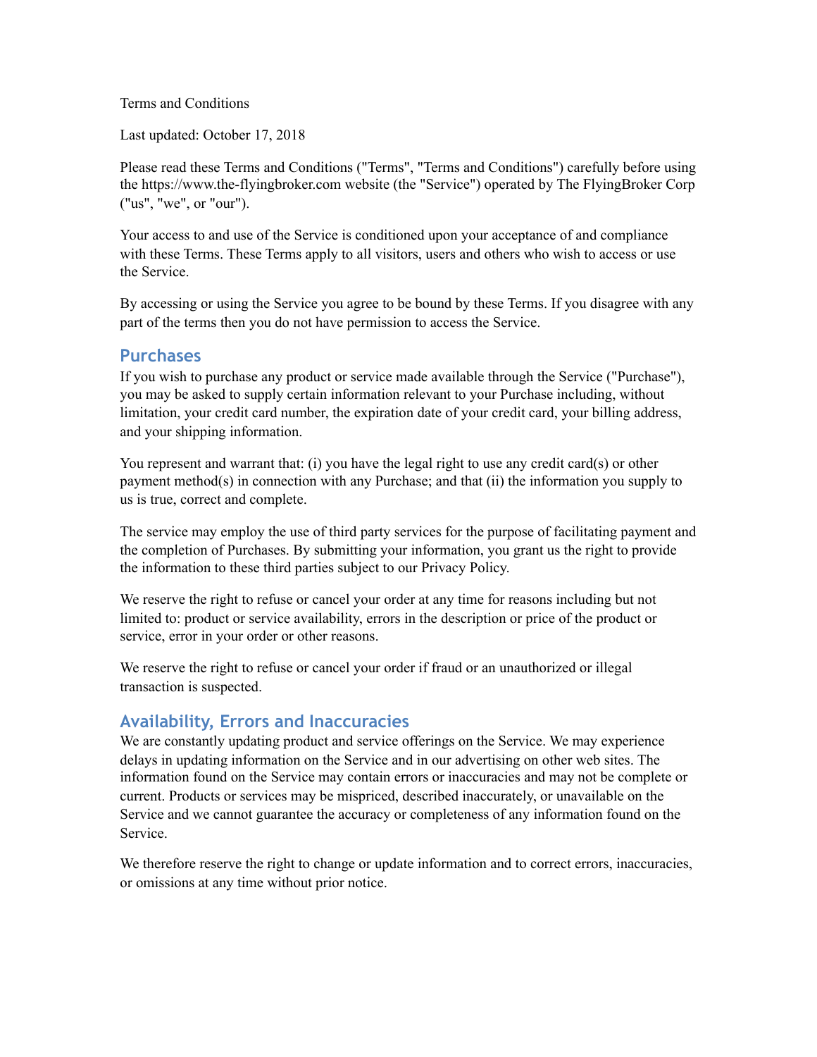Terms and Conditions

Last updated: October 17, 2018

Please read these Terms and Conditions ("Terms", "Terms and Conditions") carefully before using the https://www.the-flyingbroker.com website (the "Service") operated by The FlyingBroker Corp ("us", "we", or "our").

Your access to and use of the Service is conditioned upon your acceptance of and compliance with these Terms. These Terms apply to all visitors, users and others who wish to access or use the Service.

By accessing or using the Service you agree to be bound by these Terms. If you disagree with any part of the terms then you do not have permission to access the Service.

## Purchases

If you wish to purchase any product or service made available through the Service ("Purchase"), you may be asked to supply certain information relevant to your Purchase including, without limitation, your credit card number, the expiration date of your credit card, your billing address, and your shipping information.

You represent and warrant that: (i) you have the legal right to use any credit card(s) or other payment method(s) in connection with any Purchase; and that (ii) the information you supply to us is true, correct and complete.

The service may employ the use of third party services for the purpose of facilitating payment and the completion of Purchases. By submitting your information, you grant us the right to provide the information to these third parties subject to our Privacy Policy.

We reserve the right to refuse or cancel your order at any time for reasons including but not limited to: product or service availability, errors in the description or price of the product or service, error in your order or other reasons.

We reserve the right to refuse or cancel your order if fraud or an unauthorized or illegal transaction is suspected.

## Availability, Errors and Inaccuracies

We are constantly updating product and service offerings on the Service. We may experience delays in updating information on the Service and in our advertising on other web sites. The information found on the Service may contain errors or inaccuracies and may not be complete or current. Products or services may be mispriced, described inaccurately, or unavailable on the Service and we cannot guarantee the accuracy or completeness of any information found on the Service.

We therefore reserve the right to change or update information and to correct errors, inaccuracies, or omissions at any time without prior notice.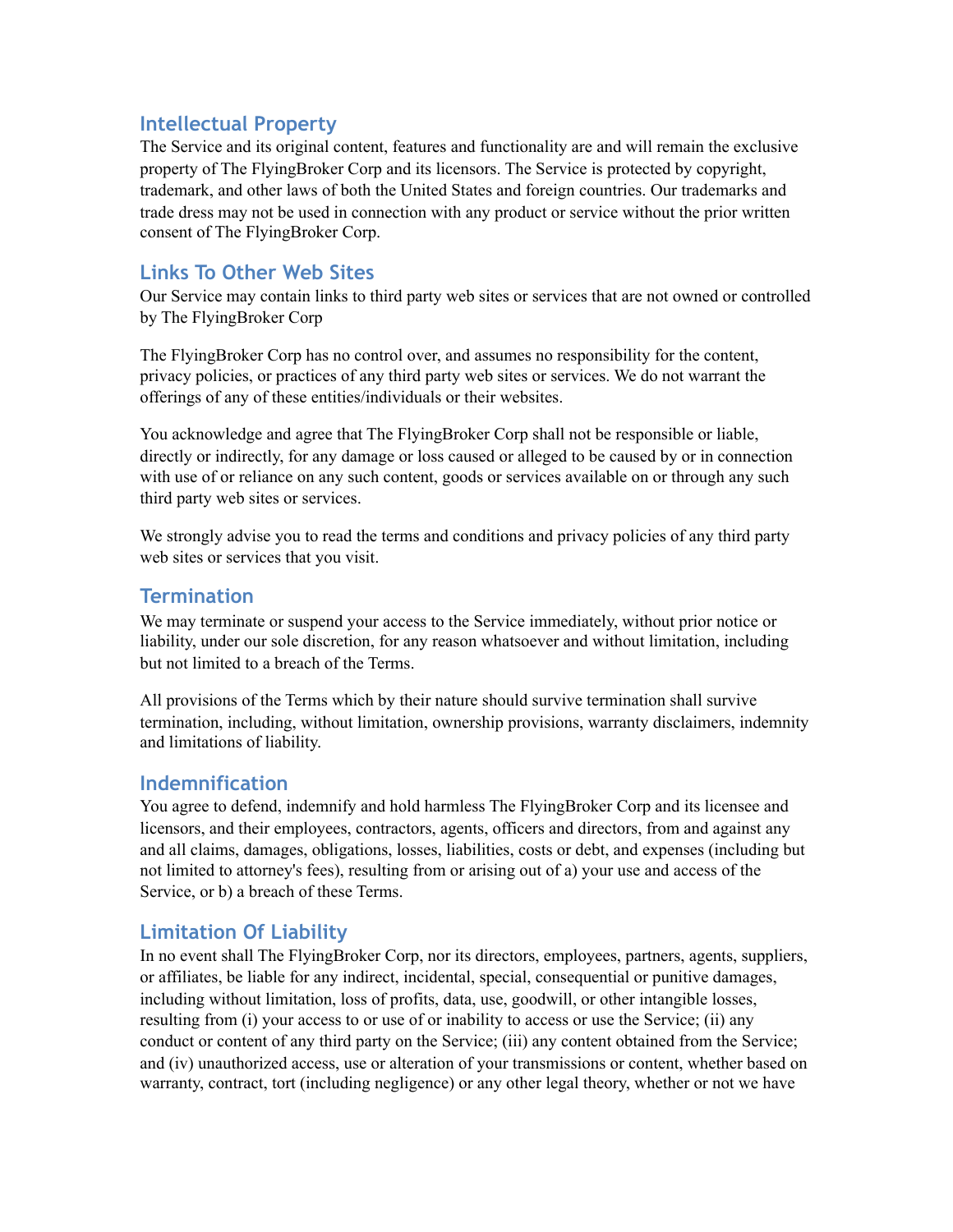## Intellectual Property

The Service and its original content, features and functionality are and will remain the exclusive property of The FlyingBroker Corp and its licensors. The Service is protected by copyright, trademark, and other laws of both the United States and foreign countries. Our trademarks and trade dress may not be used in connection with any product or service without the prior written consent of The FlyingBroker Corp.

## Links To Other Web Sites

Our Service may contain links to third party web sites or services that are not owned or controlled by The FlyingBroker Corp

The FlyingBroker Corp has no control over, and assumes no responsibility for the content, privacy policies, or practices of any third party web sites or services. We do not warrant the offerings of any of these entities/individuals or their websites.

You acknowledge and agree that The FlyingBroker Corp shall not be responsible or liable, directly or indirectly, for any damage or loss caused or alleged to be caused by or in connection with use of or reliance on any such content, goods or services available on or through any such third party web sites or services.

We strongly advise you to read the terms and conditions and privacy policies of any third party web sites or services that you visit.

## Termination

We may terminate or suspend your access to the Service immediately, without prior notice or liability, under our sole discretion, for any reason whatsoever and without limitation, including but not limited to a breach of the Terms.

All provisions of the Terms which by their nature should survive termination shall survive termination, including, without limitation, ownership provisions, warranty disclaimers, indemnity and limitations of liability.

## Indemnification

You agree to defend, indemnify and hold harmless The FlyingBroker Corp and its licensee and licensors, and their employees, contractors, agents, officers and directors, from and against any and all claims, damages, obligations, losses, liabilities, costs or debt, and expenses (including but not limited to attorney's fees), resulting from or arising out of a) your use and access of the Service, or b) a breach of these Terms.

## Limitation Of Liability

In no event shall The FlyingBroker Corp, nor its directors, employees, partners, agents, suppliers, or affiliates, be liable for any indirect, incidental, special, consequential or punitive damages, including without limitation, loss of profits, data, use, goodwill, or other intangible losses, resulting from (i) your access to or use of or inability to access or use the Service; (ii) any conduct or content of any third party on the Service; (iii) any content obtained from the Service; and (iv) unauthorized access, use or alteration of your transmissions or content, whether based on warranty, contract, tort (including negligence) or any other legal theory, whether or not we have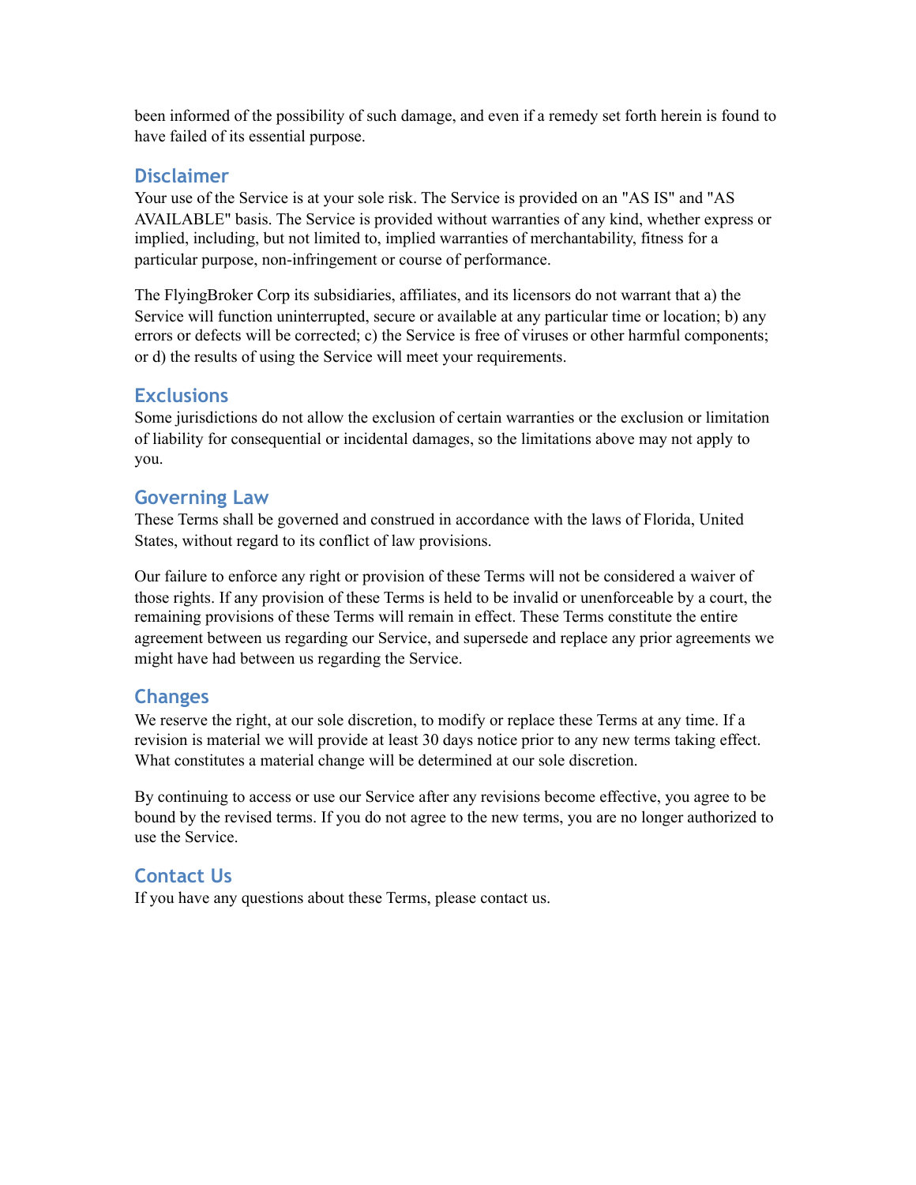been informed of the possibility of such damage, and even if a remedy set forth herein is found to have failed of its essential purpose.

## Disclaimer

Your use of the Service is at your sole risk. The Service is provided on an "AS IS" and "AS AVAILABLE" basis. The Service is provided without warranties of any kind, whether express or implied, including, but not limited to, implied warranties of merchantability, fitness for a particular purpose, non-infringement or course of performance.

The FlyingBroker Corp its subsidiaries, affiliates, and its licensors do not warrant that a) the Service will function uninterrupted, secure or available at any particular time or location; b) any errors or defects will be corrected; c) the Service is free of viruses or other harmful components; or d) the results of using the Service will meet your requirements.

## Exclusions

Some jurisdictions do not allow the exclusion of certain warranties or the exclusion or limitation of liability for consequential or incidental damages, so the limitations above may not apply to you.

## Governing Law

These Terms shall be governed and construed in accordance with the laws of Florida, United States, without regard to its conflict of law provisions.

Our failure to enforce any right or provision of these Terms will not be considered a waiver of those rights. If any provision of these Terms is held to be invalid or unenforceable by a court, the remaining provisions of these Terms will remain in effect. These Terms constitute the entire agreement between us regarding our Service, and supersede and replace any prior agreements we might have had between us regarding the Service.

## Changes

We reserve the right, at our sole discretion, to modify or replace these Terms at any time. If a revision is material we will provide at least 30 days notice prior to any new terms taking effect. What constitutes a material change will be determined at our sole discretion.

By continuing to access or use our Service after any revisions become effective, you agree to be bound by the revised terms. If you do not agree to the new terms, you are no longer authorized to use the Service.

## Contact Us

If you have any questions about these Terms, please contact us.